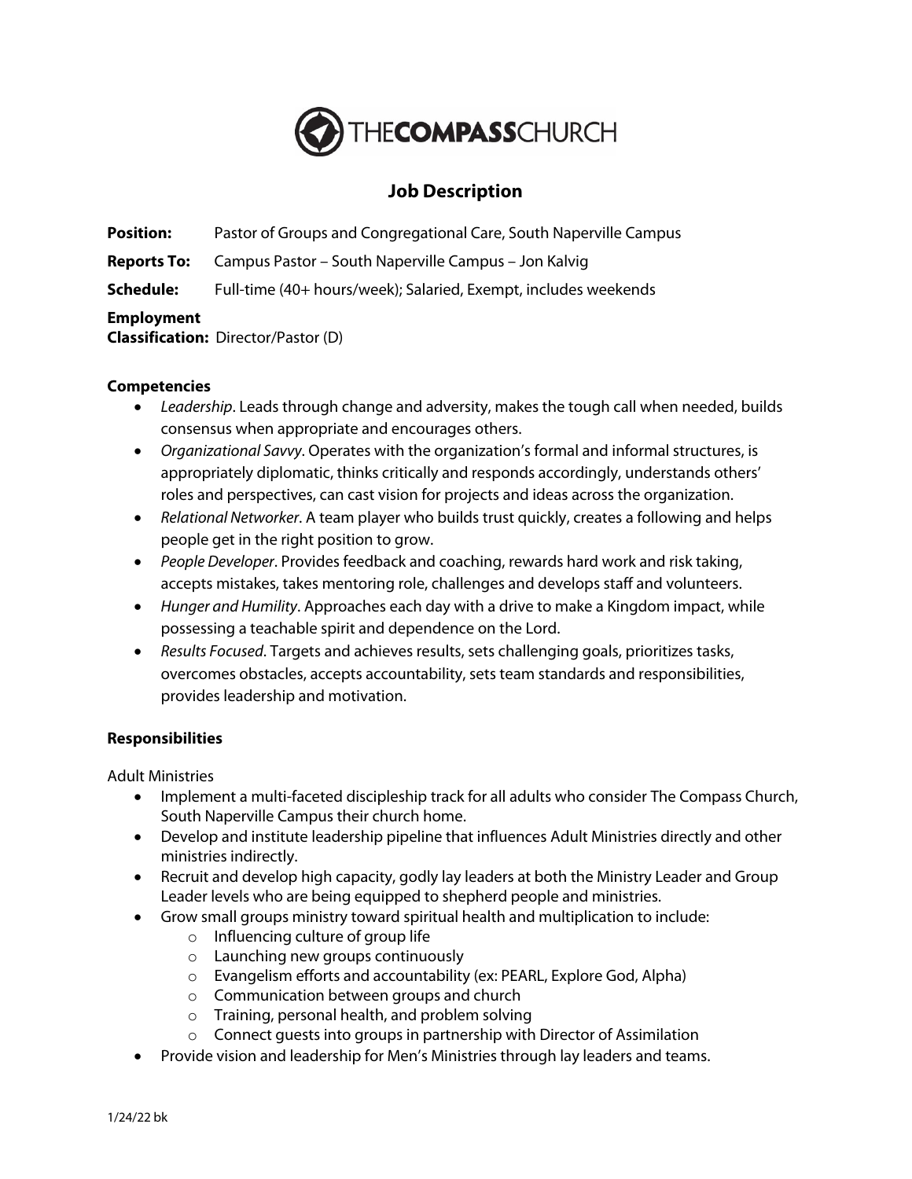THECOMPASSCHURCH

# Job Description

**Position:** Pastor of Groups and Congregational Care, South Naperville Campus

**Reports To:** Campus Pastor – South Naperville Campus – Jon Kalvig

**Schedule:** Full-time (40+ hours/week); Salaried, Exempt, includes weekends

**Employment Classification:** Director/Pastor (D)

**Competencies**

- *Leadership*. Leads through change and adversity, makes the tough call when needed, builds consensus when appropriate and encourages others.
- *Organizational Savvy*. Operates with the organization's formal and informal structures, is appropriately diplomatic, thinks critically and responds accordingly, understands others' roles and perspectives, can cast vision for projects and ideas across the organization.
- *Relational Networker*. A team player who builds trust quickly, creates a following and helps people get in the right position to grow.
- *People Developer*. Provides feedback and coaching, rewards hard work and risk taking, accepts mistakes, takes mentoring role, challenges and develops staff and volunteers.
- *Hunger and Humility*. Approaches each day with a drive to make a Kingdom impact, while possessing a teachable spirit and dependence on the Lord.
- *Results Focused*. Targets and achieves results, sets challenging goals, prioritizes tasks, overcomes obstacles, accepts accountability, sets team standards and responsibilities, provides leadership and motivation.

**Responsibilities**

Adult Ministries

- Implement a multi-faceted discipleship track for all adults who consider The Compass Church, South Naperville Campus their church home.
- Develop and institute leadership pipeline that influences Adult Ministries directly and other ministries indirectly.
- Recruit and develop high capacity, godly lay leaders at both the Ministry Leader and Group Leader levels who are being equipped to shepherd people and ministries.
- Grow small groups ministry toward spiritual health and multiplication to include:
  - Influencing culture of group life
  - Launching new groups continuously
  - Evangelism efforts and accountability (ex: PEARL, Explore God, Alpha)
  - Communication between groups and church
  - Training, personal health, and problem solving
  - Connect guests into groups in partnership with Director of Assimilation
- Provide vision and leadership for Men's Ministries through lay leaders and teams.

1/24/22 bk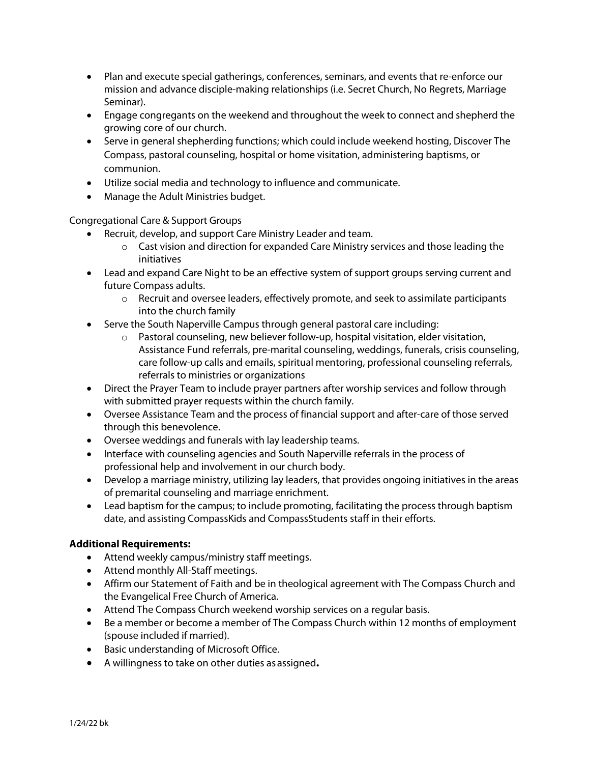- Plan and execute special gatherings, conferences, seminars, and events that re-enforce our mission and advance disciple-making relationships (i.e. Secret Church, No Regrets, Marriage Seminar).
- Engage congregants on the weekend and throughout the week to connect and shepherd the growing core of our church.
- Serve in general shepherding functions; which could include weekend hosting, Discover The Compass, pastoral counseling, hospital or home visitation, administering baptisms, or communion.
- Utilize social media and technology to influence and communicate.
- Manage the Adult Ministries budget.

Congregational Care & Support Groups

- Recruit, develop, and support Care Ministry Leader and team.
  - Cast vision and direction for expanded Care Ministry services and those leading the initiatives
- Lead and expand Care Night to be an effective system of support groups serving current and future Compass adults.
  - Recruit and oversee leaders, effectively promote, and seek to assimilate participants into the church family
- Serve the South Naperville Campus through general pastoral care including:
  - Pastoral counseling, new believer follow-up, hospital visitation, elder visitation, Assistance Fund referrals, pre-marital counseling, weddings, funerals, crisis counseling, care follow-up calls and emails, spiritual mentoring, professional counseling referrals, referrals to ministries or organizations
- Direct the Prayer Team to include prayer partners after worship services and follow through with submitted prayer requests within the church family.
- Oversee Assistance Team and the process of financial support and after-care of those served through this benevolence.
- Oversee weddings and funerals with lay leadership teams.
- Interface with counseling agencies and South Naperville referrals in the process of professional help and involvement in our church body.
- Develop a marriage ministry, utilizing lay leaders, that provides ongoing initiatives in the areas of premarital counseling and marriage enrichment.
- Lead baptism for the campus; to include promoting, facilitating the process through baptism date, and assisting CompassKids and CompassStudents staff in their efforts.

**Additional Requirements:**

- Attend weekly campus/ministry staff meetings.
- Attend monthly All-Staff meetings.
- Affirm our Statement of Faith and be in theological agreement with The Compass Church and the Evangelical Free Church of America.
- Attend The Compass Church weekend worship services on a regular basis.
- Be a member or become a member of The Compass Church within 12 months of employment (spouse included if married).
- Basic understanding of Microsoft Office.
- A willingness to take on other duties as assigned**.**

1/24/22 bk